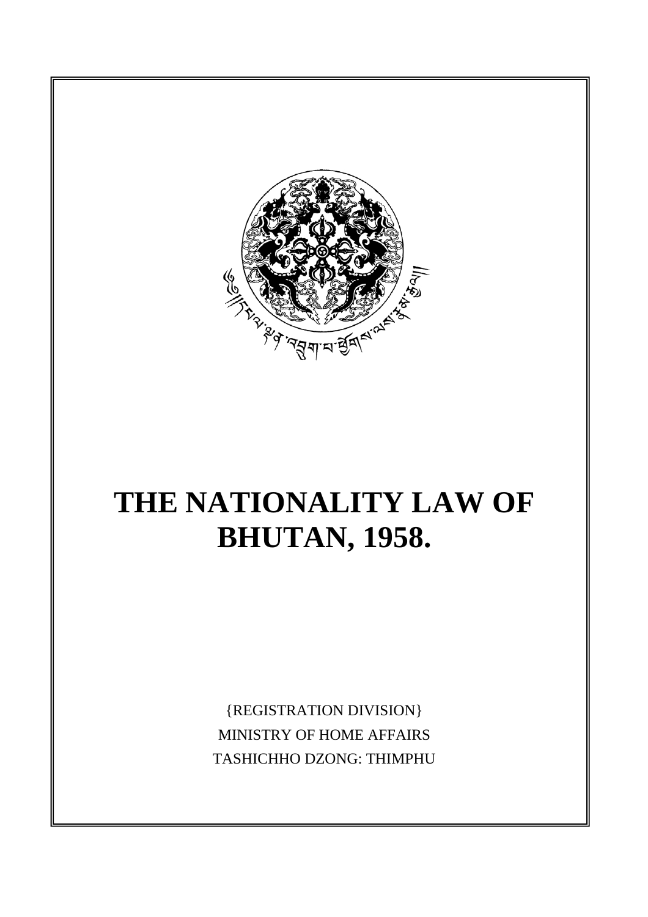# THE NATIONALITY LAW OF BHUTAN, 1958.

{REGISTRATION DIVISION}

MINISTRY OF HOME AFFAIRS

TASHICHHO DZONG: THIMPHU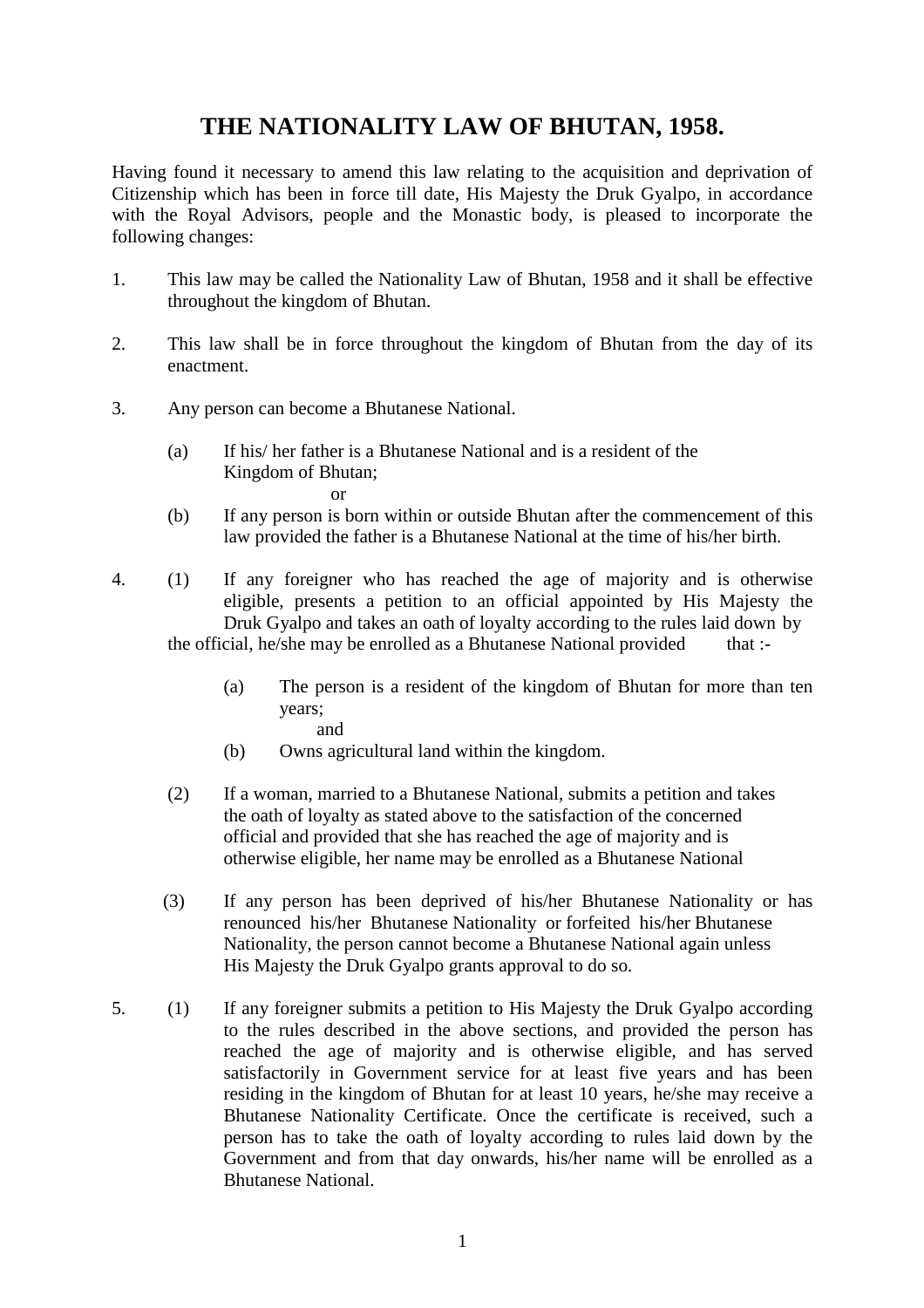# THE NATIONALITY LAW OF BHUTAN, 1958.

Having found it necessary to amend this law relating to the acquisition and deprivation of Citizenship which has been in force till date, His Majesty the Druk Gyalpo, in accordance with the Royal Advisors, people and the Monastic body, is pleased to incorporate the following changes:

1. This law may be called the Nationality Law of Bhutan, 1958 and it shall be effective throughout the kingdom of Bhutan.

2. This law shall be in force throughout the kingdom of Bhutan from the day of its enactment.

3. Any person can become a Bhutanese National.

   (a) If his/ her father is a Bhutanese National and is a resident of the Kingdom of Bhutan;

   or

   (b) If any person is born within or outside Bhutan after the commencement of this law provided the father is a Bhutanese National at the time of his/her birth.

4. (1) If any foreigner who has reached the age of majority and is otherwise eligible, presents a petition to an official appointed by His Majesty the Druk Gyalpo and takes an oath of loyalty according to the rules laid down by the official, he/she may be enrolled as a Bhutanese National provided that :-

   (a) The person is a resident of the kingdom of Bhutan for more than ten years;

   and

   (b) Owns agricultural land within the kingdom.

   (2) If a woman, married to a Bhutanese National, submits a petition and takes the oath of loyalty as stated above to the satisfaction of the concerned official and provided that she has reached the age of majority and is otherwise eligible, her name may be enrolled as a Bhutanese National

   (3) If any person has been deprived of his/her Bhutanese Nationality or has renounced his/her Bhutanese Nationality or forfeited his/her Bhutanese Nationality, the person cannot become a Bhutanese National again unless His Majesty the Druk Gyalpo grants approval to do so.

5. (1) If any foreigner submits a petition to His Majesty the Druk Gyalpo according to the rules described in the above sections, and provided the person has reached the age of majority and is otherwise eligible, and has served satisfactorily in Government service for at least five years and has been residing in the kingdom of Bhutan for at least 10 years, he/she may receive a Bhutanese Nationality Certificate. Once the certificate is received, such a person has to take the oath of loyalty according to rules laid down by the Government and from that day onwards, his/her name will be enrolled as a Bhutanese National.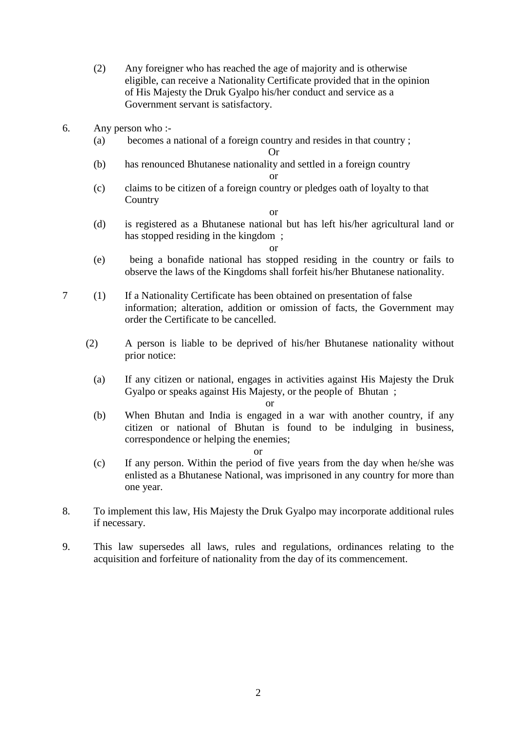(2) Any foreigner who has reached the age of majority and is otherwise eligible, can receive a Nationality Certificate provided that in the opinion of His Majesty the Druk Gyalpo his/her conduct and service as a Government servant is satisfactory.

6. Any person who :-

(a) becomes a national of a foreign country and resides in that country ;

Or

(b) has renounced Bhutanese nationality and settled in a foreign country

or

(c) claims to be citizen of a foreign country or pledges oath of loyalty to that Country

or

(d) is registered as a Bhutanese national but has left his/her agricultural land or has stopped residing in the kingdom ;

or

(e) being a bonafide national has stopped residing in the country or fails to observe the laws of the Kingdoms shall forfeit his/her Bhutanese nationality.

7 (1) If a Nationality Certificate has been obtained on presentation of false information; alteration, addition or omission of facts, the Government may order the Certificate to be cancelled.

(2) A person is liable to be deprived of his/her Bhutanese nationality without prior notice:

(a) If any citizen or national, engages in activities against His Majesty the Druk Gyalpo or speaks against His Majesty, or the people of Bhutan ;

or

(b) When Bhutan and India is engaged in a war with another country, if any citizen or national of Bhutan is found to be indulging in business, correspondence or helping the enemies;

or

(c) If any person. Within the period of five years from the day when he/she was enlisted as a Bhutanese National, was imprisoned in any country for more than one year.

8. To implement this law, His Majesty the Druk Gyalpo may incorporate additional rules if necessary.

9. This law supersedes all laws, rules and regulations, ordinances relating to the acquisition and forfeiture of nationality from the day of its commencement.